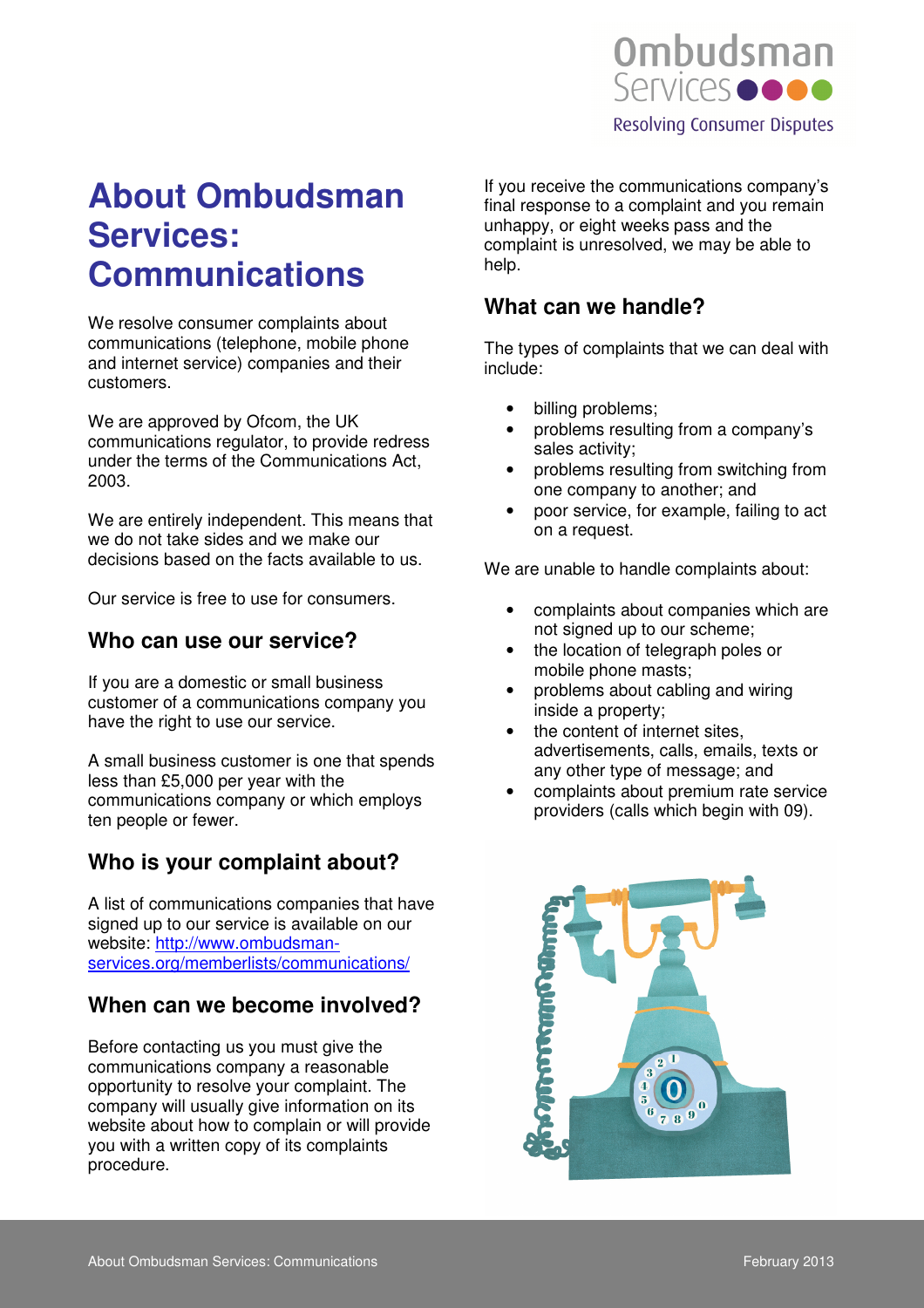# About Ombudsman Services: Communications

We resolve consumer complaints about communications (telephone, mobile phone and internet service) companies and their customers.

We are approved by Ofcom, the UK communications regulator, to provide redress under the terms of the Communications Act, 2003.

We are entirely independent. This means that we do not take sides and we make our decisions based on the facts available to us.

Our service is free to use for consumers.

## Who can use our service?

If you are a domestic or small business customer of a communications company you have the right to use our service.

A small business customer is one that spends less than £5,000 per year with the communications company or which employs ten people or fewer.

## Who is your complaint about?

A list of communications companies that have signed up to our service is available on our website: http://www.ombudsman-services.org/memberlists/communications/

## When can we become involved?

Before contacting us you must give the communications company a reasonable opportunity to resolve your complaint. The company will usually give information on its website about how to complain or will provide you with a written copy of its complaints procedure.

If you receive the communications company's final response to a complaint and you remain unhappy, or eight weeks pass and the complaint is unresolved, we may be able to help.

## What can we handle?

The types of complaints that we can deal with include:

- billing problems;
- problems resulting from a company's sales activity;
- problems resulting from switching from one company to another; and
- poor service, for example, failing to act on a request.

We are unable to handle complaints about:

- complaints about companies which are not signed up to our scheme;
- the location of telegraph poles or mobile phone masts;
- problems about cabling and wiring inside a property;
- the content of internet sites, advertisements, calls, emails, texts or any other type of message; and
- complaints about premium rate service providers (calls which begin with 09).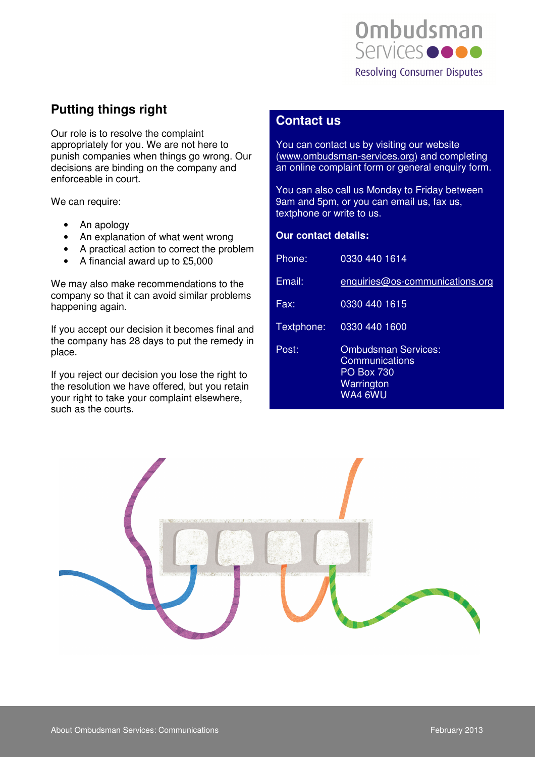## Putting things right

Our role is to resolve the complaint appropriately for you. We are not here to punish companies when things go wrong. Our decisions are binding on the company and enforceable in court.

We can require:

- An apology
- An explanation of what went wrong
- A practical action to correct the problem
- A financial award up to £5,000

We may also make recommendations to the company so that it can avoid similar problems happening again.

If you accept our decision it becomes final and the company has 28 days to put the remedy in place.

If you reject our decision you lose the right to the resolution we have offered, but you retain your right to take your complaint elsewhere, such as the courts.

## Contact us

You can contact us by visiting our website (www.ombudsman-services.org) and completing an online complaint form or general enquiry form.

You can also call us Monday to Friday between 9am and 5pm, or you can email us, fax us, textphone or write to us.

**Our contact details:**

| | |
|---|---|
| Phone: | 0330 440 1614 |
| Email: | enquiries@os-communications.org |
| Fax: | 0330 440 1615 |
| Textphone: | 0330 440 1600 |
| Post: | Ombudsman Services: Communications<br>PO Box 730<br>Warrington<br>WA4 6WU |